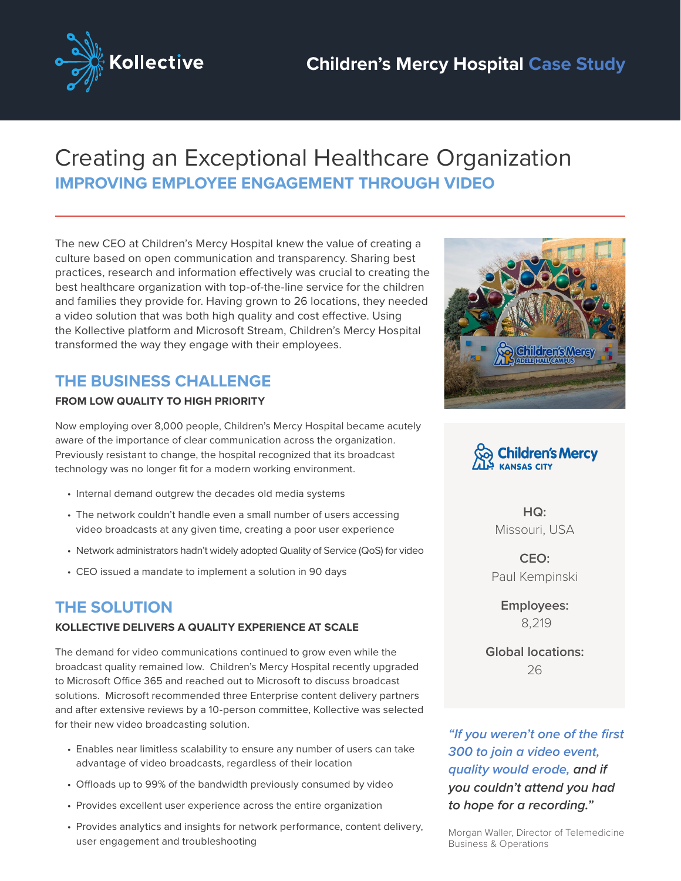Kollective

# Children's Mercy Hospital Case Study

# Creating an Exceptional Healthcare Organization

## IMPROVING EMPLOYEE ENGAGEMENT THROUGH VIDEO

The new CEO at Children's Mercy Hospital knew the value of creating a culture based on open communication and transparency. Sharing best practices, research and information effectively was crucial to creating the best healthcare organization with top-of-the-line service for the children and families they provide for. Having grown to 26 locations, they needed a video solution that was both high quality and cost effective. Using the Kollective platform and Microsoft Stream, Children's Mercy Hospital transformed the way they engage with their employees.

## THE BUSINESS CHALLENGE

### FROM LOW QUALITY TO HIGH PRIORITY

Now employing over 8,000 people, Children's Mercy Hospital became acutely aware of the importance of clear communication across the organization. Previously resistant to change, the hospital recognized that its broadcast technology was no longer fit for a modern working environment.

- Internal demand outgrew the decades old media systems
- The network couldn't handle even a small number of users accessing video broadcasts at any given time, creating a poor user experience
- Network administrators hadn't widely adopted Quality of Service (QoS) for video
- CEO issued a mandate to implement a solution in 90 days

## THE SOLUTION

### KOLLECTIVE DELIVERS A QUALITY EXPERIENCE AT SCALE

The demand for video communications continued to grow even while the broadcast quality remained low. Children's Mercy Hospital recently upgraded to Microsoft Office 365 and reached out to Microsoft to discuss broadcast solutions. Microsoft recommended three Enterprise content delivery partners and after extensive reviews by a 10-person committee, Kollective was selected for their new video broadcasting solution.

- Enables near limitless scalability to ensure any number of users can take advantage of video broadcasts, regardless of their location
- Offloads up to 99% of the bandwidth previously consumed by video
- Provides excellent user experience across the entire organization
- Provides analytics and insights for network performance, content delivery, user engagement and troubleshooting

Children's Mercy KANSAS CITY

**HQ:**
Missouri, USA

**CEO:**
Paul Kempinski

**Employees:**
8,219

**Global locations:**
26

*"If you weren't one of the first 300 to join a video event, quality would erode, and if you couldn't attend you had to hope for a recording."*

Morgan Waller, Director of Telemedicine Business & Operations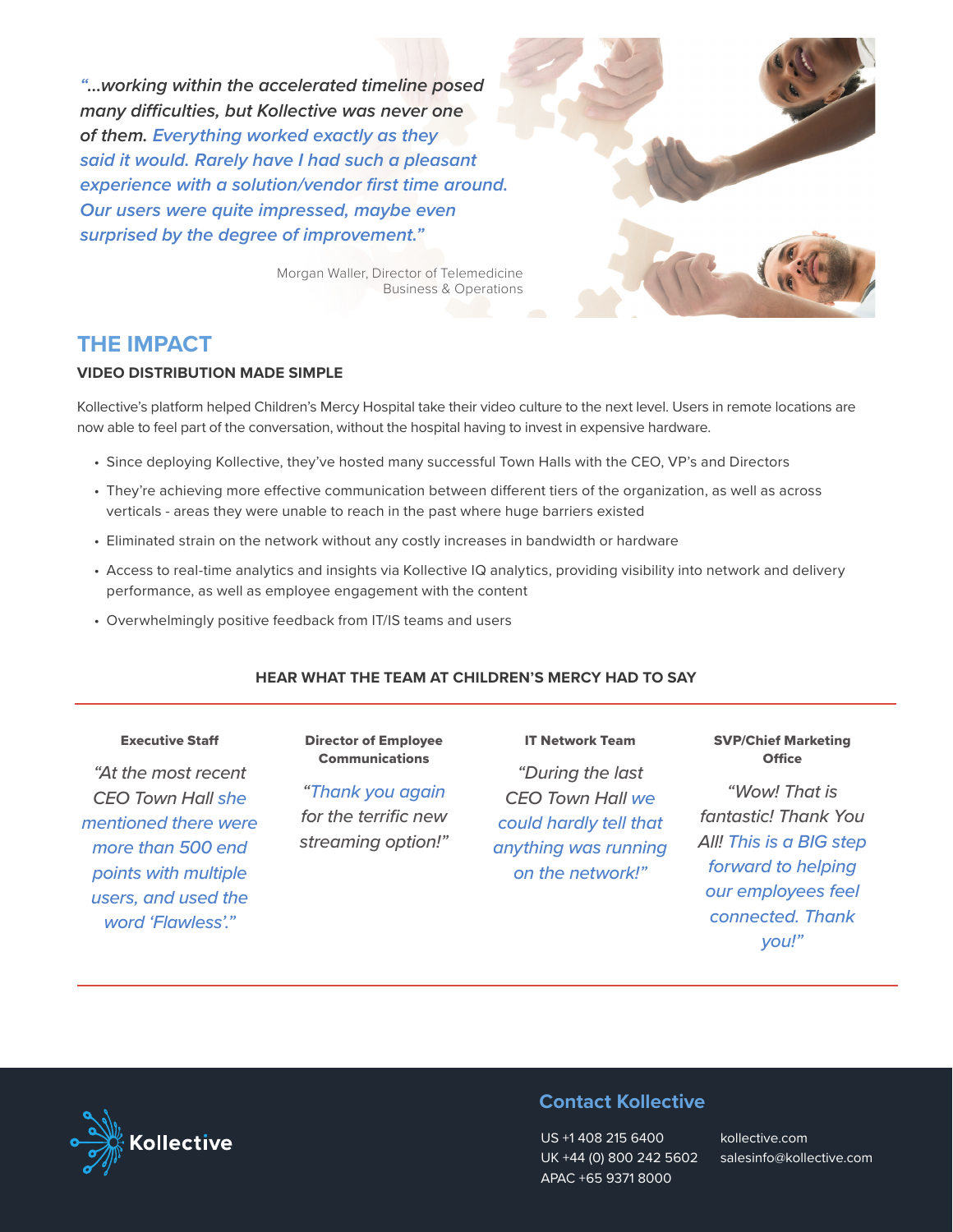*"...working within the accelerated timeline posed many difficulties, but Kollective was never one of them. Everything worked exactly as they said it would. Rarely have I had such a pleasant experience with a solution/vendor first time around. Our users were quite impressed, maybe even surprised by the degree of improvement."*

Morgan Waller, Director of Telemedicine Business & Operations

## THE IMPACT

### VIDEO DISTRIBUTION MADE SIMPLE

Kollective's platform helped Children's Mercy Hospital take their video culture to the next level. Users in remote locations are now able to feel part of the conversation, without the hospital having to invest in expensive hardware.

- Since deploying Kollective, they've hosted many successful Town Halls with the CEO, VP's and Directors
- They're achieving more effective communication between different tiers of the organization, as well as across verticals - areas they were unable to reach in the past where huge barriers existed
- Eliminated strain on the network without any costly increases in bandwidth or hardware
- Access to real-time analytics and insights via Kollective IQ analytics, providing visibility into network and delivery performance, as well as employee engagement with the content
- Overwhelmingly positive feedback from IT/IS teams and users

### HEAR WHAT THE TEAM AT CHILDREN'S MERCY HAD TO SAY

**Executive Staff**

*"At the most recent CEO Town Hall she mentioned there were more than 500 end points with multiple users, and used the word 'Flawless'."*

**Director of Employee Communications**

*"Thank you again for the terrific new streaming option!"*

**IT Network Team**

*"During the last CEO Town Hall we could hardly tell that anything was running on the network!"*

**SVP/Chief Marketing Office**

*"Wow! That is fantastic! Thank You All! This is a BIG step forward to helping our employees feel connected. Thank you!"*

Kollective

### Contact Kollective

US +1 408 215 6400
UK +44 (0) 800 242 5602
APAC +65 9371 8000

kollective.com
salesinfo@kollective.com